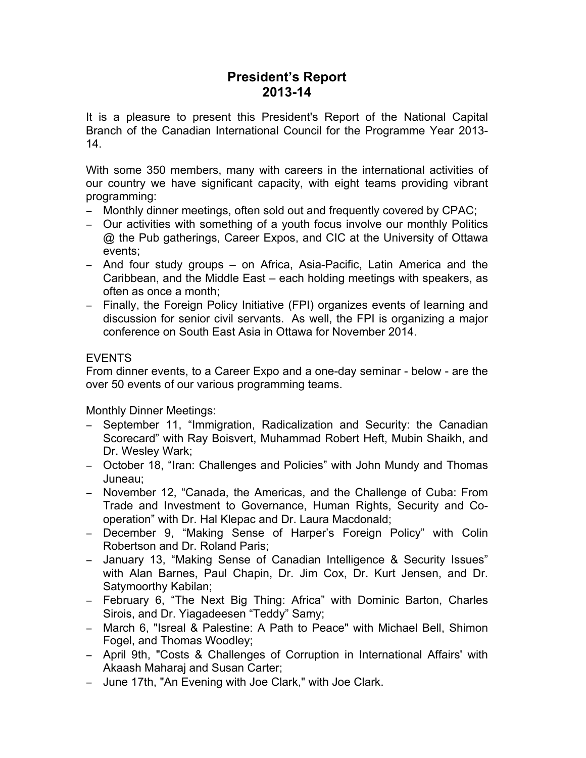# President's Report 2013-14

It is a pleasure to present this President's Report of the National Capital Branch of the Canadian International Council for the Programme Year 2013-14.

With some 350 members, many with careers in the international activities of our country we have significant capacity, with eight teams providing vibrant programming:

- Monthly dinner meetings, often sold out and frequently covered by CPAC;
- Our activities with something of a youth focus involve our monthly Politics @ the Pub gatherings, Career Expos, and CIC at the University of Ottawa events;
- And four study groups – on Africa, Asia-Pacific, Latin America and the Caribbean, and the Middle East – each holding meetings with speakers, as often as once a month;
- Finally, the Foreign Policy Initiative (FPI) organizes events of learning and discussion for senior civil servants. As well, the FPI is organizing a major conference on South East Asia in Ottawa for November 2014.

EVENTS

From dinner events, to a Career Expo and a one-day seminar - below - are the over 50 events of our various programming teams.

Monthly Dinner Meetings:

- September 11, "Immigration, Radicalization and Security: the Canadian Scorecard" with Ray Boisvert, Muhammad Robert Heft, Mubin Shaikh, and Dr. Wesley Wark;
- October 18, "Iran: Challenges and Policies" with John Mundy and Thomas Juneau;
- November 12, "Canada, the Americas, and the Challenge of Cuba: From Trade and Investment to Governance, Human Rights, Security and Co-operation" with Dr. Hal Klepac and Dr. Laura Macdonald;
- December 9, "Making Sense of Harper's Foreign Policy" with Colin Robertson and Dr. Roland Paris;
- January 13, "Making Sense of Canadian Intelligence & Security Issues" with Alan Barnes, Paul Chapin, Dr. Jim Cox, Dr. Kurt Jensen, and Dr. Satymoorthy Kabilan;
- February 6, "The Next Big Thing: Africa" with Dominic Barton, Charles Sirois, and Dr. Yiagadeesen "Teddy" Samy;
- March 6, "Isreal & Palestine: A Path to Peace" with Michael Bell, Shimon Fogel, and Thomas Woodley;
- April 9th, "Costs & Challenges of Corruption in International Affairs' with Akaash Maharaj and Susan Carter;
- June 17th, "An Evening with Joe Clark," with Joe Clark.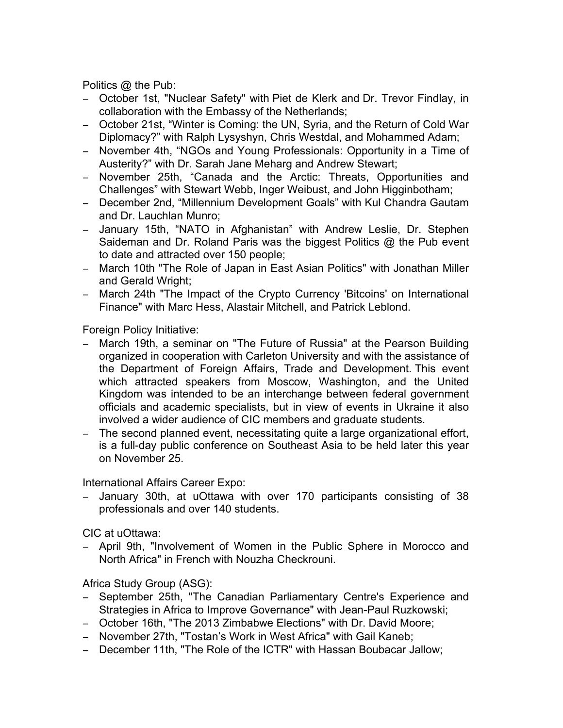Politics @ the Pub:

- October 1st, "Nuclear Safety" with Piet de Klerk and Dr. Trevor Findlay, in collaboration with the Embassy of the Netherlands;
- October 21st, "Winter is Coming: the UN, Syria, and the Return of Cold War Diplomacy?" with Ralph Lysyshyn, Chris Westdal, and Mohammed Adam;
- November 4th, "NGOs and Young Professionals: Opportunity in a Time of Austerity?" with Dr. Sarah Jane Meharg and Andrew Stewart;
- November 25th, "Canada and the Arctic: Threats, Opportunities and Challenges" with Stewart Webb, Inger Weibust, and John Higginbotham;
- December 2nd, "Millennium Development Goals" with Kul Chandra Gautam and Dr. Lauchlan Munro;
- January 15th, "NATO in Afghanistan" with Andrew Leslie, Dr. Stephen Saideman and Dr. Roland Paris was the biggest Politics @ the Pub event to date and attracted over 150 people;
- March 10th "The Role of Japan in East Asian Politics" with Jonathan Miller and Gerald Wright;
- March 24th "The Impact of the Crypto Currency 'Bitcoins' on International Finance" with Marc Hess, Alastair Mitchell, and Patrick Leblond.

Foreign Policy Initiative:

- March 19th, a seminar on "The Future of Russia" at the Pearson Building organized in cooperation with Carleton University and with the assistance of the Department of Foreign Affairs, Trade and Development. This event which attracted speakers from Moscow, Washington, and the United Kingdom was intended to be an interchange between federal government officials and academic specialists, but in view of events in Ukraine it also involved a wider audience of CIC members and graduate students.
- The second planned event, necessitating quite a large organizational effort, is a full-day public conference on Southeast Asia to be held later this year on November 25.

International Affairs Career Expo:

- January 30th, at uOttawa with over 170 participants consisting of 38 professionals and over 140 students.

CIC at uOttawa:

- April 9th, "Involvement of Women in the Public Sphere in Morocco and North Africa" in French with Nouzha Checkrouni.

Africa Study Group (ASG):

- September 25th, "The Canadian Parliamentary Centre's Experience and Strategies in Africa to Improve Governance" with Jean-Paul Ruzkowski;
- October 16th, "The 2013 Zimbabwe Elections" with Dr. David Moore;
- November 27th, "Tostan's Work in West Africa" with Gail Kaneb;
- December 11th, "The Role of the ICTR" with Hassan Boubacar Jallow;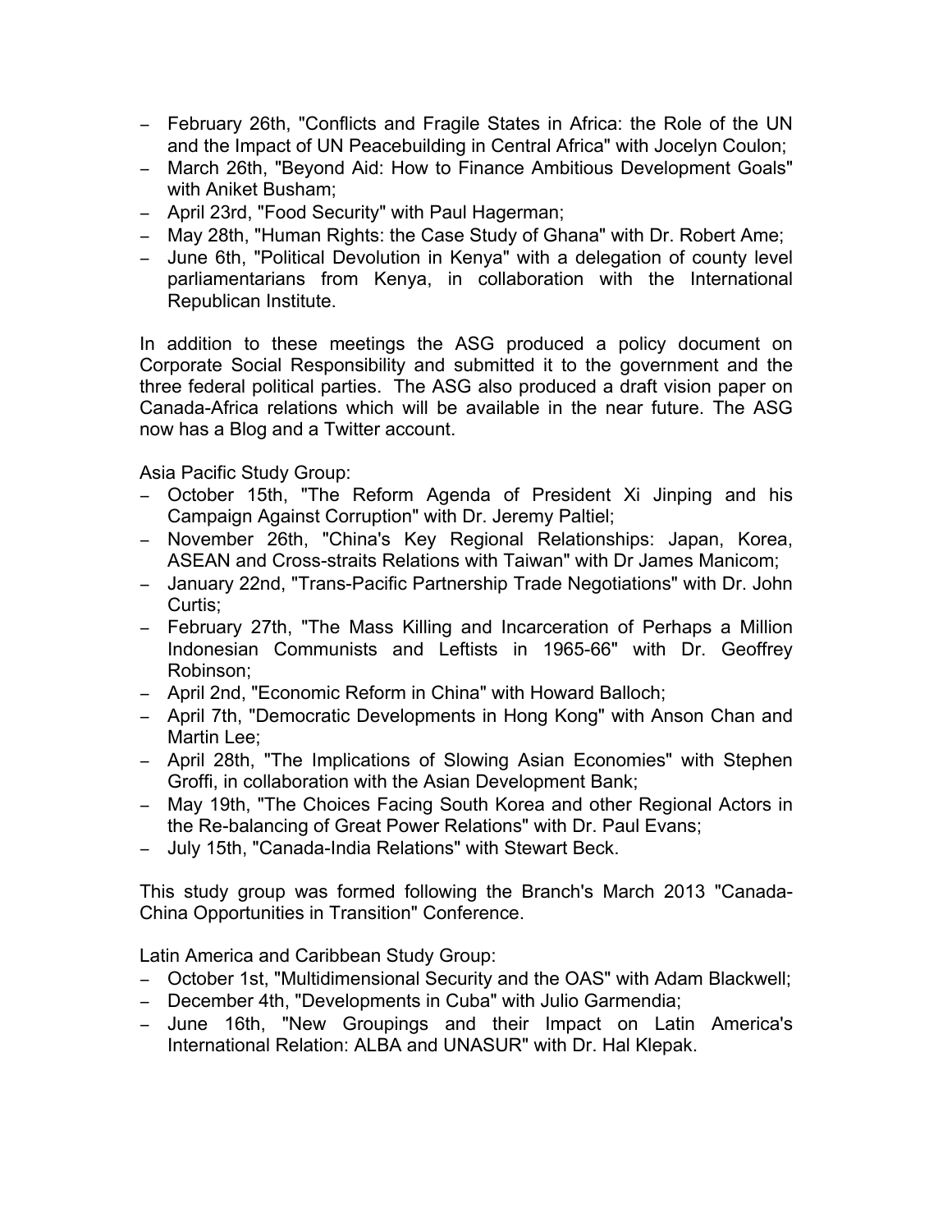- February 26th, "Conflicts and Fragile States in Africa: the Role of the UN and the Impact of UN Peacebuilding in Central Africa" with Jocelyn Coulon;
- March 26th, "Beyond Aid: How to Finance Ambitious Development Goals" with Aniket Busham;
- April 23rd, "Food Security" with Paul Hagerman;
- May 28th, "Human Rights: the Case Study of Ghana" with Dr. Robert Ame;
- June 6th, "Political Devolution in Kenya" with a delegation of county level parliamentarians from Kenya, in collaboration with the International Republican Institute.

In addition to these meetings the ASG produced a policy document on Corporate Social Responsibility and submitted it to the government and the three federal political parties. The ASG also produced a draft vision paper on Canada-Africa relations which will be available in the near future. The ASG now has a Blog and a Twitter account.

Asia Pacific Study Group:

- October 15th, "The Reform Agenda of President Xi Jinping and his Campaign Against Corruption" with Dr. Jeremy Paltiel;
- November 26th, "China's Key Regional Relationships: Japan, Korea, ASEAN and Cross-straits Relations with Taiwan" with Dr James Manicom;
- January 22nd, "Trans-Pacific Partnership Trade Negotiations" with Dr. John Curtis;
- February 27th, "The Mass Killing and Incarceration of Perhaps a Million Indonesian Communists and Leftists in 1965-66" with Dr. Geoffrey Robinson;
- April 2nd, "Economic Reform in China" with Howard Balloch;
- April 7th, "Democratic Developments in Hong Kong" with Anson Chan and Martin Lee;
- April 28th, "The Implications of Slowing Asian Economies" with Stephen Groffi, in collaboration with the Asian Development Bank;
- May 19th, "The Choices Facing South Korea and other Regional Actors in the Re-balancing of Great Power Relations" with Dr. Paul Evans;
- July 15th, "Canada-India Relations" with Stewart Beck.

This study group was formed following the Branch's March 2013 "Canada-China Opportunities in Transition" Conference.

Latin America and Caribbean Study Group:

- October 1st, "Multidimensional Security and the OAS" with Adam Blackwell;
- December 4th, "Developments in Cuba" with Julio Garmendia;
- June 16th, "New Groupings and their Impact on Latin America's International Relation: ALBA and UNASUR" with Dr. Hal Klepak.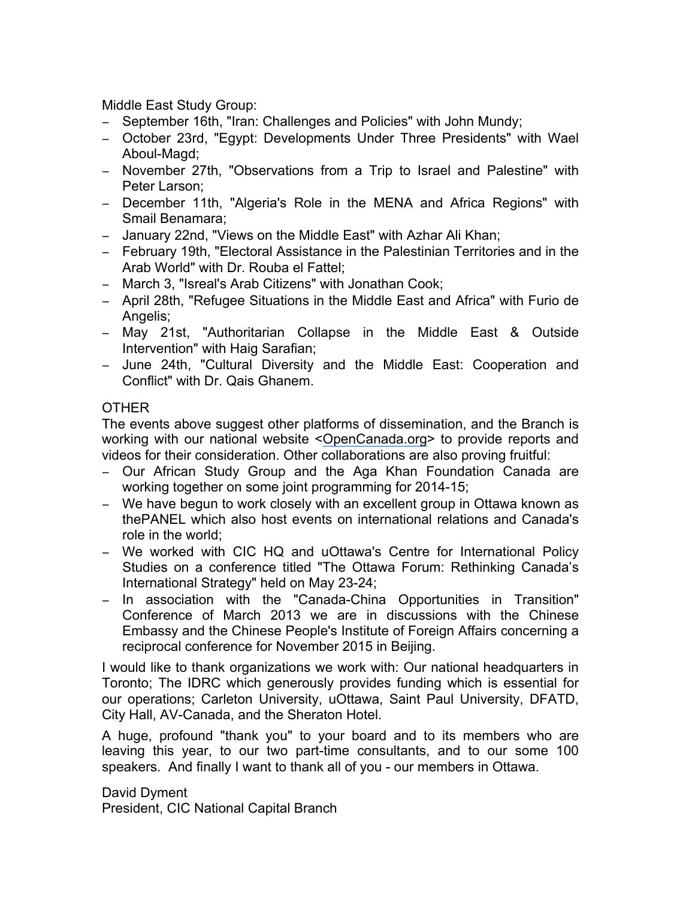Middle East Study Group:

- September 16th, "Iran: Challenges and Policies" with John Mundy;
- October 23rd, "Egypt: Developments Under Three Presidents" with Wael Aboul-Magd;
- November 27th, "Observations from a Trip to Israel and Palestine" with Peter Larson;
- December 11th, "Algeria's Role in the MENA and Africa Regions" with Smail Benamara;
- January 22nd, "Views on the Middle East" with Azhar Ali Khan;
- February 19th, "Electoral Assistance in the Palestinian Territories and in the Arab World" with Dr. Rouba el Fattel;
- March 3, "Isreal's Arab Citizens" with Jonathan Cook;
- April 28th, "Refugee Situations in the Middle East and Africa" with Furio de Angelis;
- May 21st, "Authoritarian Collapse in the Middle East & Outside Intervention" with Haig Sarafian;
- June 24th, "Cultural Diversity and the Middle East: Cooperation and Conflict" with Dr. Qais Ghanem.

OTHER

The events above suggest other platforms of dissemination, and the Branch is working with our national website <OpenCanada.org> to provide reports and videos for their consideration. Other collaborations are also proving fruitful:

- Our African Study Group and the Aga Khan Foundation Canada are working together on some joint programming for 2014-15;
- We have begun to work closely with an excellent group in Ottawa known as thePANEL which also host events on international relations and Canada's role in the world;
- We worked with CIC HQ and uOttawa's Centre for International Policy Studies on a conference titled "The Ottawa Forum: Rethinking Canada's International Strategy" held on May 23-24;
- In association with the "Canada-China Opportunities in Transition" Conference of March 2013 we are in discussions with the Chinese Embassy and the Chinese People's Institute of Foreign Affairs concerning a reciprocal conference for November 2015 in Beijing.

I would like to thank organizations we work with: Our national headquarters in Toronto; The IDRC which generously provides funding which is essential for our operations; Carleton University, uOttawa, Saint Paul University, DFATD, City Hall, AV-Canada, and the Sheraton Hotel.

A huge, profound "thank you" to your board and to its members who are leaving this year, to our two part-time consultants, and to our some 100 speakers. And finally I want to thank all of you - our members in Ottawa.

David Dyment
President, CIC National Capital Branch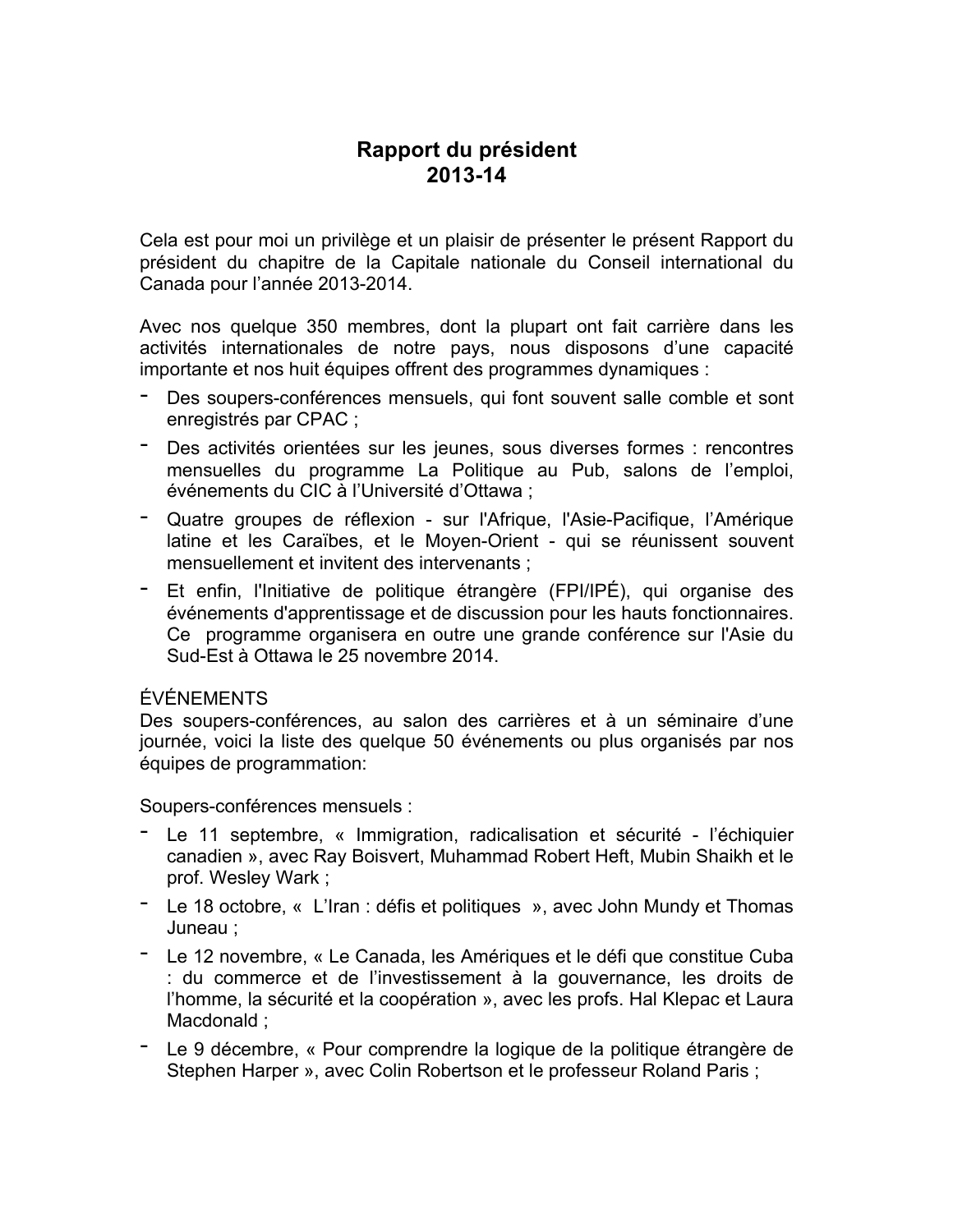# Rapport du président
# 2013-14

Cela est pour moi un privilège et un plaisir de présenter le présent Rapport du président du chapitre de la Capitale nationale du Conseil international du Canada pour l'année 2013-2014.

Avec nos quelque 350 membres, dont la plupart ont fait carrière dans les activités internationales de notre pays, nous disposons d'une capacité importante et nos huit équipes offrent des programmes dynamiques :

- Des soupers-conférences mensuels, qui font souvent salle comble et sont enregistrés par CPAC ;
- Des activités orientées sur les jeunes, sous diverses formes : rencontres mensuelles du programme La Politique au Pub, salons de l'emploi, événements du CIC à l'Université d'Ottawa ;
- Quatre groupes de réflexion - sur l'Afrique, l'Asie-Pacifique, l'Amérique latine et les Caraïbes, et le Moyen-Orient - qui se réunissent souvent mensuellement et invitent des intervenants ;
- Et enfin, l'Initiative de politique étrangère (FPI/IPÉ), qui organise des événements d'apprentissage et de discussion pour les hauts fonctionnaires. Ce programme organisera en outre une grande conférence sur l'Asie du Sud-Est à Ottawa le 25 novembre 2014.

ÉVÉNEMENTS

Des soupers-conférences, au salon des carrières et à un séminaire d'une journée, voici la liste des quelque 50 événements ou plus organisés par nos équipes de programmation:

Soupers-conférences mensuels :

- Le 11 septembre, « Immigration, radicalisation et sécurité - l'échiquier canadien », avec Ray Boisvert, Muhammad Robert Heft, Mubin Shaikh et le prof. Wesley Wark ;
- Le 18 octobre, « L'Iran : défis et politiques », avec John Mundy et Thomas Juneau ;
- Le 12 novembre, « Le Canada, les Amériques et le défi que constitue Cuba : du commerce et de l'investissement à la gouvernance, les droits de l'homme, la sécurité et la coopération », avec les profs. Hal Klepac et Laura Macdonald ;
- Le 9 décembre, « Pour comprendre la logique de la politique étrangère de Stephen Harper », avec Colin Robertson et le professeur Roland Paris ;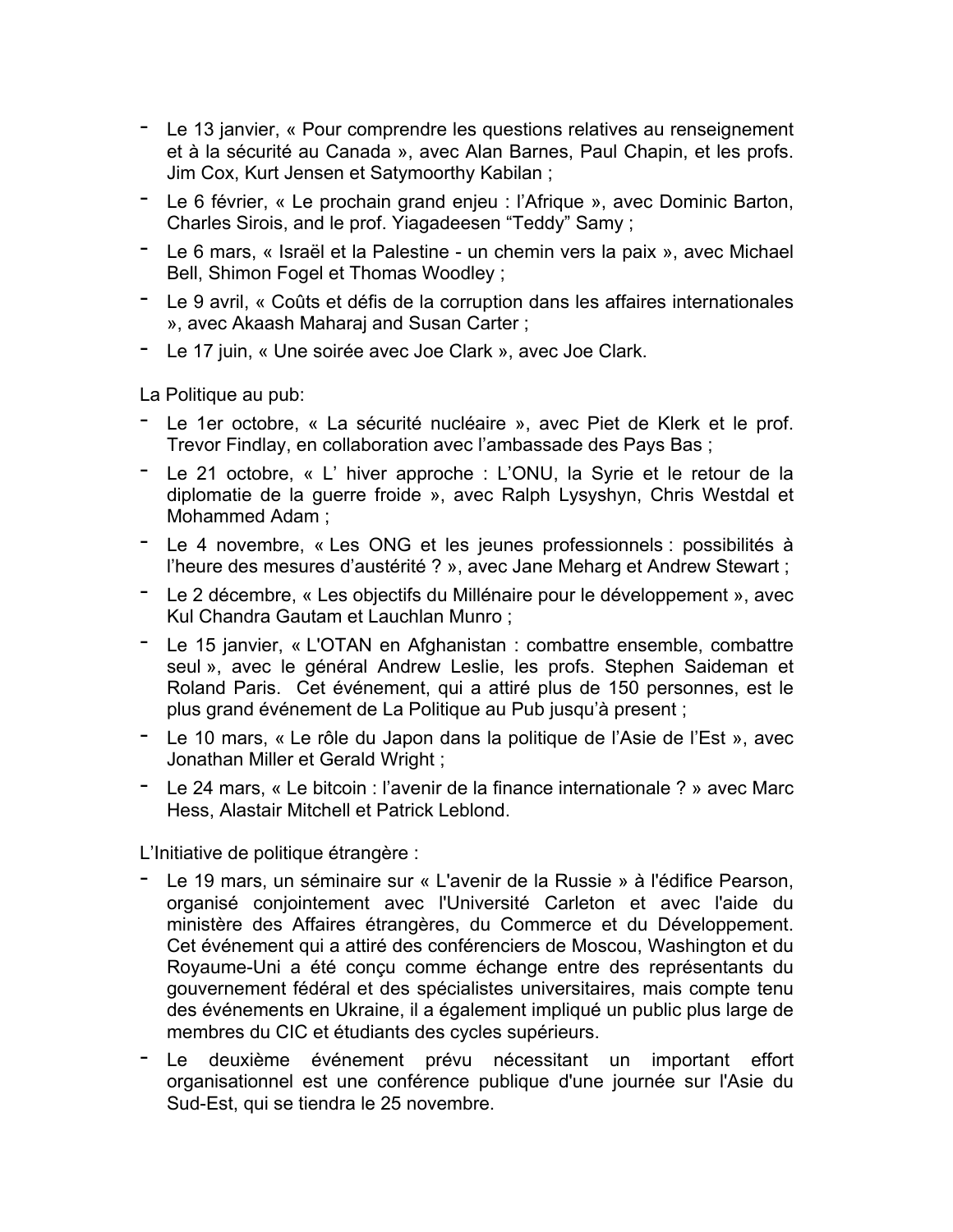- Le 13 janvier, « Pour comprendre les questions relatives au renseignement et à la sécurité au Canada », avec Alan Barnes, Paul Chapin, et les profs. Jim Cox, Kurt Jensen et Satymoorthy Kabilan ;
- Le 6 février, « Le prochain grand enjeu : l'Afrique », avec Dominic Barton, Charles Sirois, and le prof. Yiagadeesen "Teddy" Samy ;
- Le 6 mars, « Israël et la Palestine - un chemin vers la paix », avec Michael Bell, Shimon Fogel et Thomas Woodley ;
- Le 9 avril, « Coûts et défis de la corruption dans les affaires internationales », avec Akaash Maharaj and Susan Carter ;
- Le 17 juin, « Une soirée avec Joe Clark », avec Joe Clark.

La Politique au pub:

- Le 1er octobre, « La sécurité nucléaire », avec Piet de Klerk et le prof. Trevor Findlay, en collaboration avec l'ambassade des Pays Bas ;
- Le 21 octobre, « L' hiver approche : L'ONU, la Syrie et le retour de la diplomatie de la guerre froide », avec Ralph Lysyshyn, Chris Westdal et Mohammed Adam ;
- Le 4 novembre, « Les ONG et les jeunes professionnels : possibilités à l'heure des mesures d'austérité ? », avec Jane Meharg et Andrew Stewart ;
- Le 2 décembre, « Les objectifs du Millénaire pour le développement », avec Kul Chandra Gautam et Lauchlan Munro ;
- Le 15 janvier, « L'OTAN en Afghanistan : combattre ensemble, combattre seul », avec le général Andrew Leslie, les profs. Stephen Saideman et Roland Paris. Cet événement, qui a attiré plus de 150 personnes, est le plus grand événement de La Politique au Pub jusqu'à present ;
- Le 10 mars, « Le rôle du Japon dans la politique de l'Asie de l'Est », avec Jonathan Miller et Gerald Wright ;
- Le 24 mars, « Le bitcoin : l'avenir de la finance internationale ? » avec Marc Hess, Alastair Mitchell et Patrick Leblond.

L'Initiative de politique étrangère :

- Le 19 mars, un séminaire sur « L'avenir de la Russie » à l'édifice Pearson, organisé conjointement avec l'Université Carleton et avec l'aide du ministère des Affaires étrangères, du Commerce et du Développement. Cet événement qui a attiré des conférenciers de Moscou, Washington et du Royaume-Uni a été conçu comme échange entre des représentants du gouvernement fédéral et des spécialistes universitaires, mais compte tenu des événements en Ukraine, il a également impliqué un public plus large de membres du CIC et étudiants des cycles supérieurs.
- Le deuxième événement prévu nécessitant un important effort organisationnel est une conférence publique d'une journée sur l'Asie du Sud-Est, qui se tiendra le 25 novembre.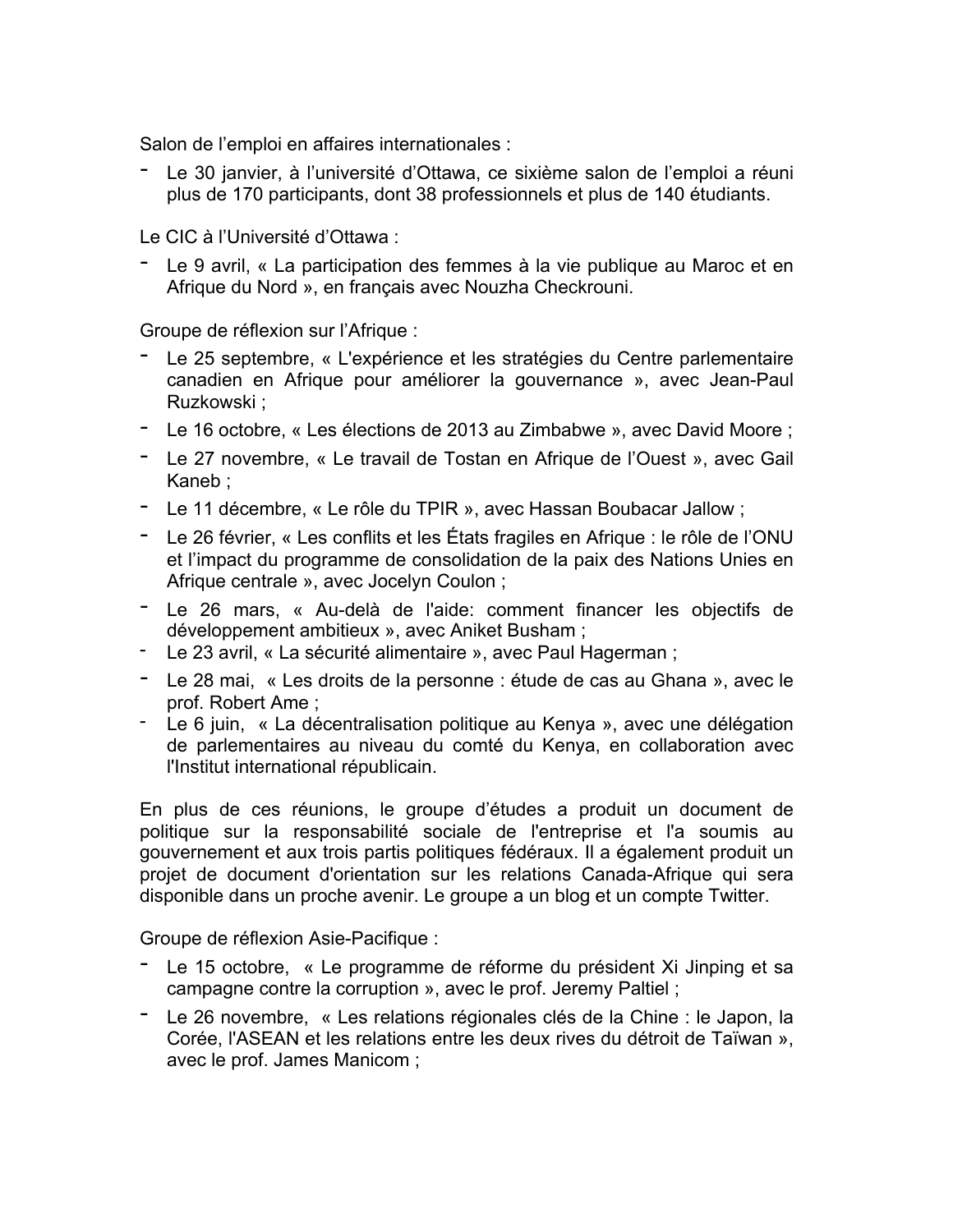Salon de l'emploi en affaires internationales :

- Le 30 janvier, à l'université d'Ottawa, ce sixième salon de l'emploi a réuni plus de 170 participants, dont 38 professionnels et plus de 140 étudiants.

Le CIC à l'Université d'Ottawa :

- Le 9 avril, « La participation des femmes à la vie publique au Maroc et en Afrique du Nord », en français avec Nouzha Checkrouni.

Groupe de réflexion sur l'Afrique :

- Le 25 septembre, « L'expérience et les stratégies du Centre parlementaire canadien en Afrique pour améliorer la gouvernance », avec Jean-Paul Ruzkowski ;
- Le 16 octobre, « Les élections de 2013 au Zimbabwe », avec David Moore ;
- Le 27 novembre, « Le travail de Tostan en Afrique de l'Ouest », avec Gail Kaneb ;
- Le 11 décembre, « Le rôle du TPIR », avec Hassan Boubacar Jallow ;
- Le 26 février, « Les conflits et les États fragiles en Afrique : le rôle de l'ONU et l'impact du programme de consolidation de la paix des Nations Unies en Afrique centrale », avec Jocelyn Coulon ;
- Le 26 mars, « Au-delà de l'aide: comment financer les objectifs de développement ambitieux », avec Aniket Busham ;
- Le 23 avril, « La sécurité alimentaire », avec Paul Hagerman ;
- Le 28 mai, « Les droits de la personne : étude de cas au Ghana », avec le prof. Robert Ame ;
- Le 6 juin, « La décentralisation politique au Kenya », avec une délégation de parlementaires au niveau du comté du Kenya, en collaboration avec l'Institut international républicain.

En plus de ces réunions, le groupe d'études a produit un document de politique sur la responsabilité sociale de l'entreprise et l'a soumis au gouvernement et aux trois partis politiques fédéraux. Il a également produit un projet de document d'orientation sur les relations Canada-Afrique qui sera disponible dans un proche avenir. Le groupe a un blog et un compte Twitter.

Groupe de réflexion Asie-Pacifique :

- Le 15 octobre, « Le programme de réforme du président Xi Jinping et sa campagne contre la corruption », avec le prof. Jeremy Paltiel ;
- Le 26 novembre, « Les relations régionales clés de la Chine : le Japon, la Corée, l'ASEAN et les relations entre les deux rives du détroit de Taïwan », avec le prof. James Manicom ;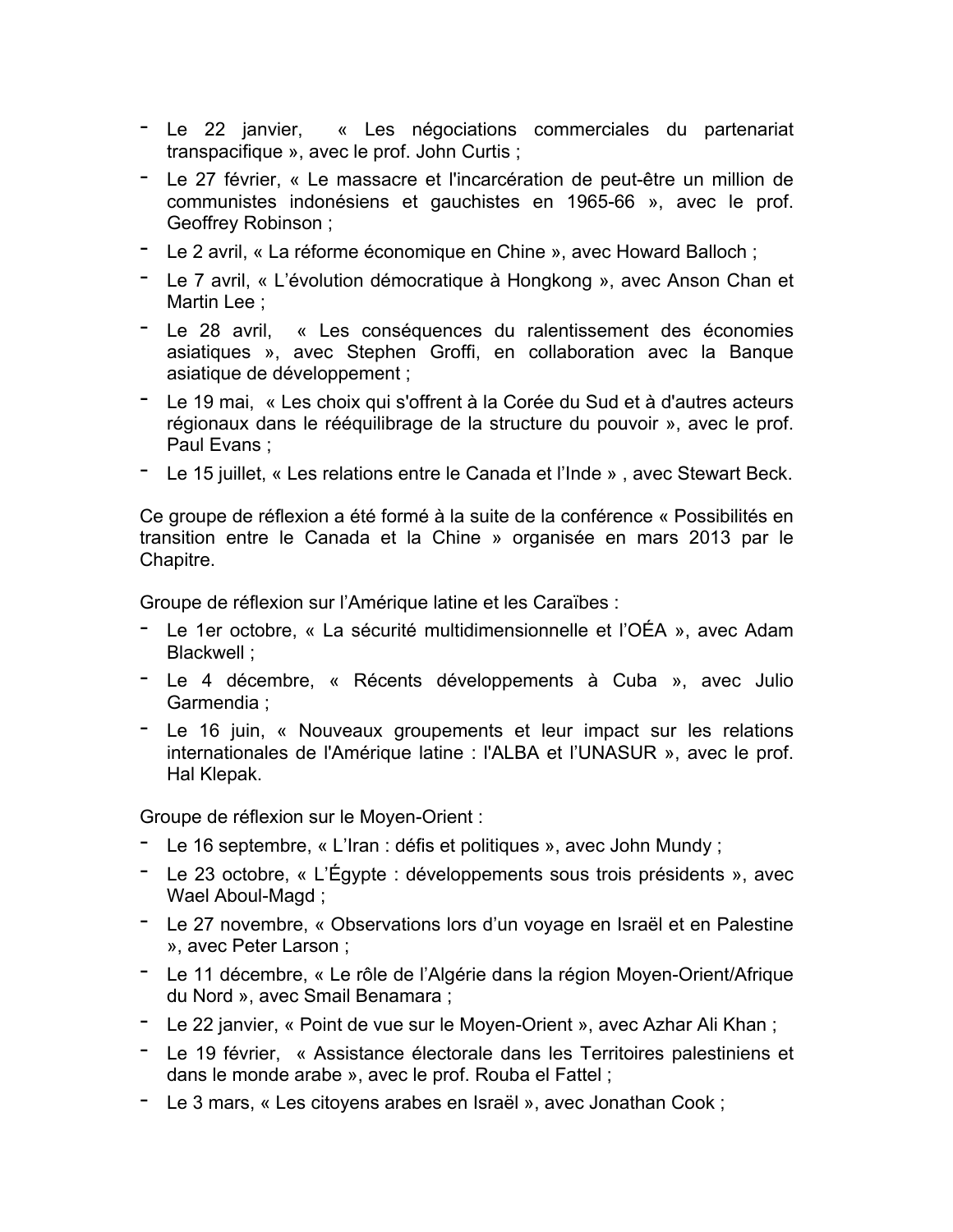- Le 22 janvier, « Les négociations commerciales du partenariat transpacifique », avec le prof. John Curtis ;
- Le 27 février, « Le massacre et l'incarcération de peut-être un million de communistes indonésiens et gauchistes en 1965-66 », avec le prof. Geoffrey Robinson ;
- Le 2 avril, « La réforme économique en Chine », avec Howard Balloch ;
- Le 7 avril, « L'évolution démocratique à Hongkong », avec Anson Chan et Martin Lee ;
- Le 28 avril, « Les conséquences du ralentissement des économies asiatiques », avec Stephen Groffi, en collaboration avec la Banque asiatique de développement ;
- Le 19 mai, « Les choix qui s'offrent à la Corée du Sud et à d'autres acteurs régionaux dans le rééquilibrage de la structure du pouvoir », avec le prof. Paul Evans ;
- Le 15 juillet, « Les relations entre le Canada et l'Inde » , avec Stewart Beck.

Ce groupe de réflexion a été formé à la suite de la conférence « Possibilités en transition entre le Canada et la Chine » organisée en mars 2013 par le Chapitre.

Groupe de réflexion sur l'Amérique latine et les Caraïbes :

- Le 1er octobre, « La sécurité multidimensionnelle et l'OÉA », avec Adam Blackwell ;
- Le 4 décembre, « Récents développements à Cuba », avec Julio Garmendia ;
- Le 16 juin, « Nouveaux groupements et leur impact sur les relations internationales de l'Amérique latine : l'ALBA et l'UNASUR », avec le prof. Hal Klepak.

Groupe de réflexion sur le Moyen-Orient :

- Le 16 septembre, « L'Iran : défis et politiques », avec John Mundy ;
- Le 23 octobre, « L'Égypte : développements sous trois présidents », avec Wael Aboul-Magd ;
- Le 27 novembre, « Observations lors d'un voyage en Israël et en Palestine », avec Peter Larson ;
- Le 11 décembre, « Le rôle de l'Algérie dans la région Moyen-Orient/Afrique du Nord », avec Smail Benamara ;
- Le 22 janvier, « Point de vue sur le Moyen-Orient », avec Azhar Ali Khan ;
- Le 19 février, « Assistance électorale dans les Territoires palestiniens et dans le monde arabe », avec le prof. Rouba el Fattel ;
- Le 3 mars, « Les citoyens arabes en Israël », avec Jonathan Cook ;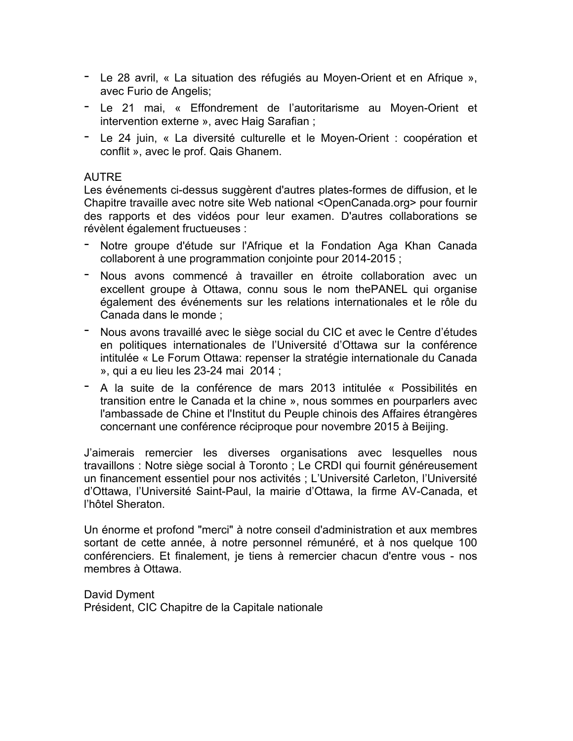- Le 28 avril, « La situation des réfugiés au Moyen-Orient et en Afrique », avec Furio de Angelis;
- Le 21 mai, « Effondrement de l'autoritarisme au Moyen-Orient et intervention externe », avec Haig Sarafian ;
- Le 24 juin, « La diversité culturelle et le Moyen-Orient : coopération et conflit », avec le prof. Qais Ghanem.

AUTRE

Les événements ci-dessus suggèrent d'autres plates-formes de diffusion, et le Chapitre travaille avec notre site Web national <OpenCanada.org> pour fournir des rapports et des vidéos pour leur examen. D'autres collaborations se révèlent également fructueuses :

- Notre groupe d'étude sur l'Afrique et la Fondation Aga Khan Canada collaborent à une programmation conjointe pour 2014-2015 ;
- Nous avons commencé à travailler en étroite collaboration avec un excellent groupe à Ottawa, connu sous le nom thePANEL qui organise également des événements sur les relations internationales et le rôle du Canada dans le monde ;
- Nous avons travaillé avec le siège social du CIC et avec le Centre d'études en politiques internationales de l'Université d'Ottawa sur la conférence intitulée « Le Forum Ottawa: repenser la stratégie internationale du Canada », qui a eu lieu les 23-24 mai 2014 ;
- A la suite de la conférence de mars 2013 intitulée « Possibilités en transition entre le Canada et la chine », nous sommes en pourparlers avec l'ambassade de Chine et l'Institut du Peuple chinois des Affaires étrangères concernant une conférence réciproque pour novembre 2015 à Beijing.

J'aimerais remercier les diverses organisations avec lesquelles nous travaillons : Notre siège social à Toronto ; Le CRDI qui fournit généreusement un financement essentiel pour nos activités ; L'Université Carleton, l'Université d'Ottawa, l'Université Saint-Paul, la mairie d'Ottawa, la firme AV-Canada, et l'hôtel Sheraton.

Un énorme et profond "merci" à notre conseil d'administration et aux membres sortant de cette année, à notre personnel rémunéré, et à nos quelque 100 conférenciers. Et finalement, je tiens à remercier chacun d'entre vous - nos membres à Ottawa.

David Dyment
Président, CIC Chapitre de la Capitale nationale